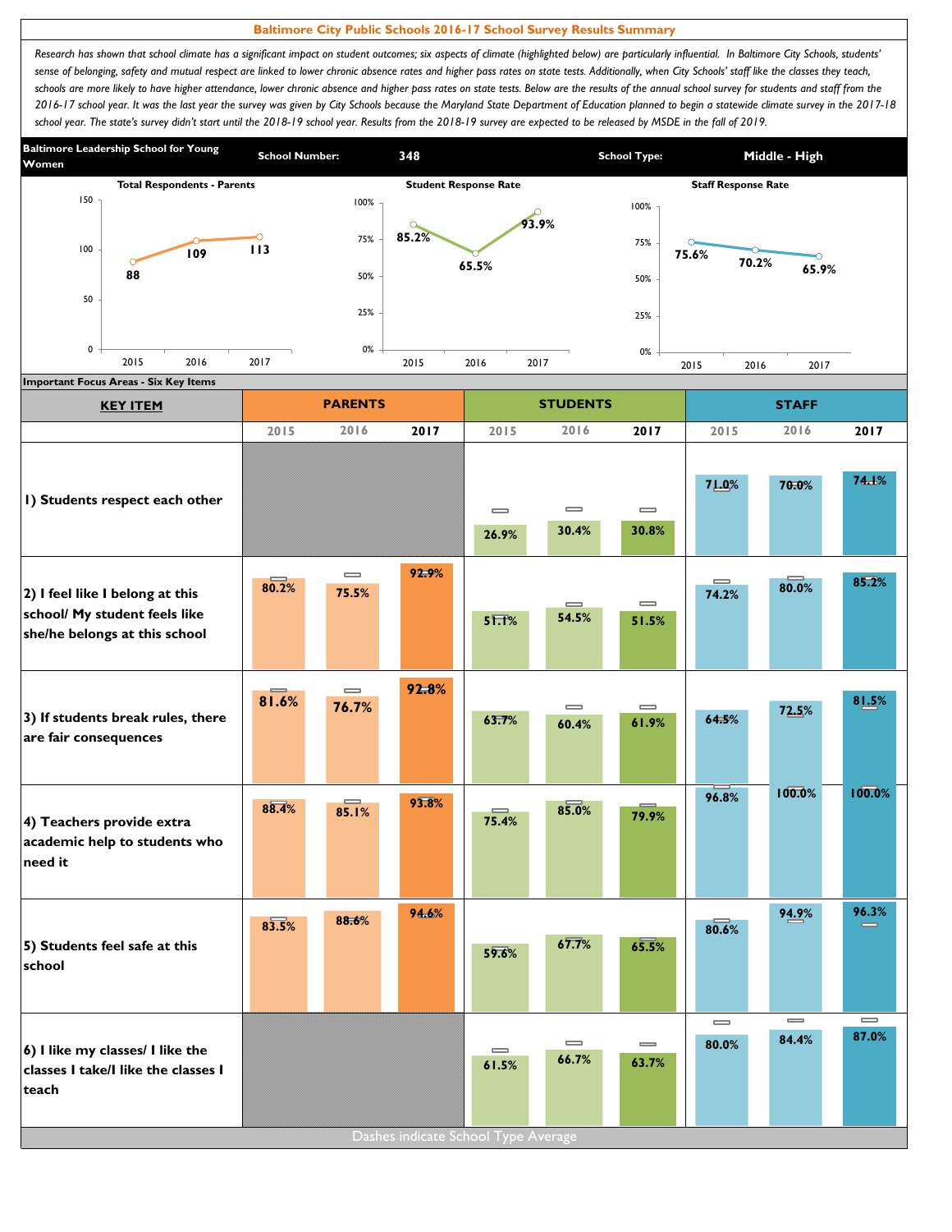# Baltimore City Public Schools 2016-17 School Survey Results Summary

*Research has shown that school climate has a significant impact on student outcomes; six aspects of climate (highlighted below) are particularly influential. In Baltimore City Schools, students' sense of belonging, safety and mutual respect are linked to lower chronic absence rates and higher pass rates on state tests. Additionally, when City Schools' staff like the classes they teach, schools are more likely to have higher attendance, lower chronic absence and higher pass rates on state tests. Below are the results of the annual school survey for students and staff from the 2016-17 school year. It was the last year the survey was given by City Schools because the Maryland State Department of Education planned to begin a statewide climate survey in the 2017-18 school year. The state's survey didn't start until the 2018-19 school year. Results from the 2018-19 survey are expected to be released by MSDE in the fall of 2019.*

**Baltimore Leadership School for Young Women** | **School Number:** 348 | **School Type:** Middle - High

| | 2015 | 2016 | 2017 |
|---|---|---|---|
| Total Respondents - Parents | 88 | 109 | 113 |
| Student Response Rate | 85.2% | 65.5% | 93.9% |
| Staff Response Rate | 75.6% | 70.2% | 65.9% |

**Important Focus Areas - Six Key Items**

| KEY ITEM | PARENTS | | | STUDENTS | | | STAFF | | |
|---|---|---|---|---|---|---|---|---|---|
| | 2015 | 2016 | 2017 | 2015 | 2016 | 2017 | 2015 | 2016 | 2017 |
| 1) Students respect each other | | | | 26.9% | 30.4% | 30.8% | 71.0% | 70.0% | 74.1% |
| 2) I feel like I belong at this school/ My student feels like she/he belongs at this school | 80.2% | 75.5% | 92.9% | 51.1% | 54.5% | 51.5% | 74.2% | 80.0% | 85.2% |
| 3) If students break rules, there are fair consequences | 81.6% | 76.7% | 92.8% | 63.7% | 60.4% | 61.9% | 64.5% | 72.5% | 81.5% |
| 4) Teachers provide extra academic help to students who need it | 88.4% | 85.1% | 93.8% | 75.4% | 85.0% | 79.9% | 96.8% | 100.0% | 100.0% |
| 5) Students feel safe at this school | 83.5% | 88.6% | 94.6% | 59.6% | 67.7% | 65.5% | 80.6% | 94.9% | 96.3% |
| 6) I like my classes/ I like the classes I take/I like the classes I teach | | | | 61.5% | 66.7% | 63.7% | 80.0% | 84.4% | 87.0% |

Dashes indicate School Type Average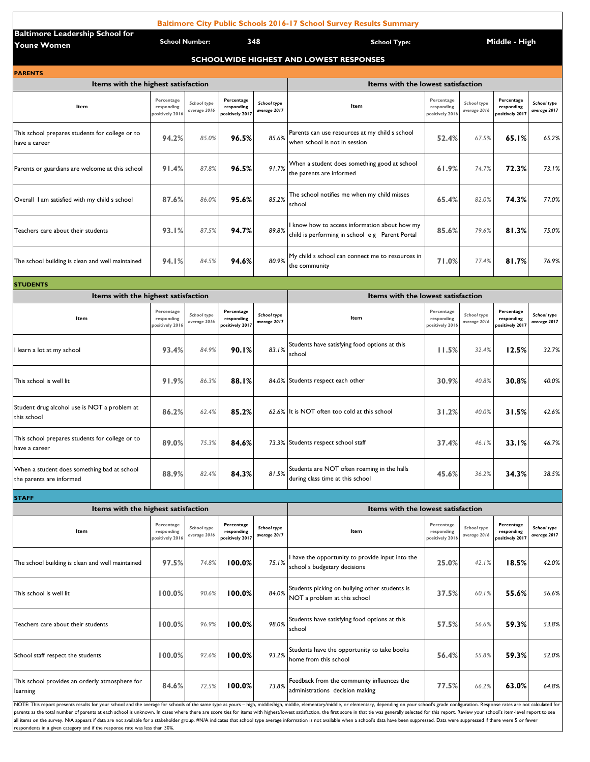## Baltimore City Public Schools 2016-17 School Survey Results Summary

**Baltimore Leadership School for Young Women** | **School Number:** 348 | **School Type:** Middle - High

### SCHOOLWIDE HIGHEST AND LOWEST RESPONSES

### PARENTS

| Items with the highest satisfaction | | | | | Items with the lowest satisfaction | | | | |
|---|---|---|---|---|---|---|---|---|---|
| Item | Percentage responding positively 2016 | *School type average 2016* | Percentage responding positively 2017 | *School type average 2017* | Item | Percentage responding positively 2016 | *School type average 2016* | Percentage responding positively 2017 | *School type average 2017* |
| This school prepares students for college or to have a career | **94.2%** | *85.0%* | **96.5%** | *85.6%* | Parents can use resources at my child s school when school is not in session | **52.4%** | *67.5%* | **65.1%** | *65.2%* |
| Parents or guardians are welcome at this school | **91.4%** | *87.8%* | **96.5%** | *91.7%* | When a student does something good at school the parents are informed | **61.9%** | *74.7%* | **72.3%** | *73.1%* |
| Overall I am satisfied with my child s school | **87.6%** | *86.0%* | **95.6%** | *85.2%* | The school notifies me when my child misses school | **65.4%** | *82.0%* | **74.3%** | *77.0%* |
| Teachers care about their students | **93.1%** | *87.5%* | **94.7%** | *89.8%* | I know how to access information about how my child is performing in school e g Parent Portal | **85.6%** | *79.6%* | **81.3%** | *75.0%* |
| The school building is clean and well maintained | **94.1%** | *84.5%* | **94.6%** | *80.9%* | My child s school can connect me to resources in the community | **71.0%** | *77.4%* | **81.7%** | *76.9%* |

### STUDENTS

| Items with the highest satisfaction | | | | | Items with the lowest satisfaction | | | | |
|---|---|---|---|---|---|---|---|---|---|
| Item | Percentage responding positively 2016 | *School type average 2016* | Percentage responding positively 2017 | *School type average 2017* | Item | Percentage responding positively 2016 | *School type average 2016* | Percentage responding positively 2017 | *School type average 2017* |
| I learn a lot at my school | **93.4%** | *84.9%* | **90.1%** | *83.1%* | Students have satisfying food options at this school | **11.5%** | *32.4%* | **12.5%** | *32.7%* |
| This school is well lit | **91.9%** | *86.3%* | **88.1%** | *84.0%* | Students respect each other | **30.9%** | *40.8%* | **30.8%** | *40.0%* |
| Student drug alcohol use is NOT a problem at this school | **86.2%** | *62.4%* | **85.2%** | *62.6%* | It is NOT often too cold at this school | **31.2%** | *40.0%* | **31.5%** | *42.6%* |
| This school prepares students for college or to have a career | **89.0%** | *75.3%* | **84.6%** | *73.3%* | Students respect school staff | **37.4%** | *46.1%* | **33.1%** | *46.7%* |
| When a student does something bad at school the parents are informed | **88.9%** | *82.4%* | **84.3%** | *81.5%* | Students are NOT often roaming in the halls during class time at this school | **45.6%** | *36.2%* | **34.3%** | *38.5%* |

### STAFF

| Items with the highest satisfaction | | | | | Items with the lowest satisfaction | | | | |
|---|---|---|---|---|---|---|---|---|---|
| Item | Percentage responding positively 2016 | *School type average 2016* | Percentage responding positively 2017 | *School type average 2017* | Item | Percentage responding positively 2016 | *School type average 2016* | Percentage responding positively 2017 | *School type average 2017* |
| The school building is clean and well maintained | **97.5%** | *74.8%* | **100.0%** | *75.1%* | I have the opportunity to provide input into the school s budgetary decisions | **25.0%** | *42.1%* | **18.5%** | *42.0%* |
| This school is well lit | **100.0%** | *90.6%* | **100.0%** | *84.0%* | Students picking on bullying other students is NOT a problem at this school | **37.5%** | *60.1%* | **55.6%** | *56.6%* |
| Teachers care about their students | **100.0%** | *96.9%* | **100.0%** | *98.0%* | Students have satisfying food options at this school | **57.5%** | *56.6%* | **59.3%** | *53.8%* |
| School staff respect the students | **100.0%** | *92.6%* | **100.0%** | *93.2%* | Students have the opportunity to take books home from this school | **56.4%** | *55.8%* | **59.3%** | *52.0%* |
| This school provides an orderly atmosphere for learning | **84.6%** | *72.5%* | **100.0%** | *73.8%* | Feedback from the community influences the administrations decision making | **77.5%** | *66.2%* | **63.0%** | *64.8%* |

NOTE: This report presents results for your school and the average for schools of the same type as yours – high, middle/high, middle, elementary/middle, or elementary, depending on your school's grade configuration. Response rates are not calculated for parents as the total number of parents at each school is unknown. In cases where there are score ties for items with highest/lowest satisfaction, the first score in that tie was generally selected for this report. Review your school's item-level report to see all items on the survey. N/A appears if data are not available for a stakeholder group. #N/A indicates that school type average information is not available when a school's data have been suppressed. Data were suppressed if there were 5 or fewer respondents in a given category and if the response rate was less than 30%.